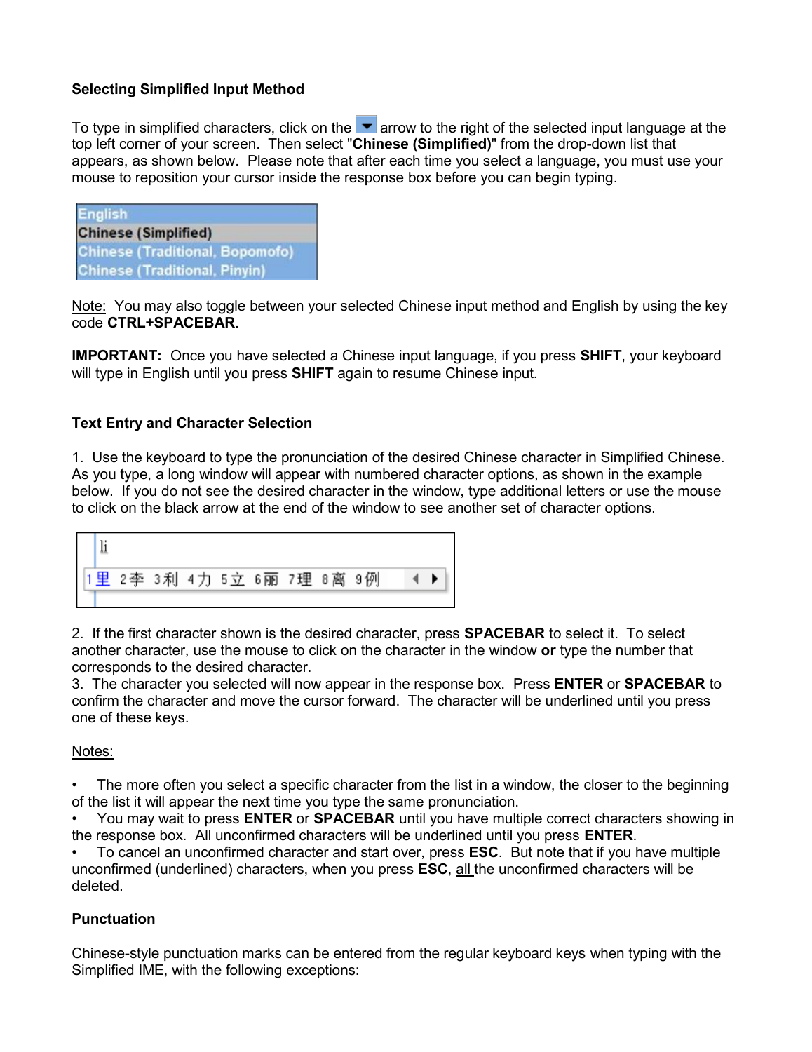**Selecting Simplified Input Method**

To type in simplified characters, click on the arrow to the right of the selected input language at the top left corner of your screen. Then select "**Chinese (Simplified)**" from the drop-down list that appears, as shown below. Please note that after each time you select a language, you must use your mouse to reposition your cursor inside the response box before you can begin typing.

English
Chinese (Simplified)
Chinese (Traditional, Bopomofo)
Chinese (Traditional, Pinyin)

Note: You may also toggle between your selected Chinese input method and English by using the key code **CTRL+SPACEBAR**.

**IMPORTANT:** Once you have selected a Chinese input language, if you press **SHIFT**, your keyboard will type in English until you press **SHIFT** again to resume Chinese input.

**Text Entry and Character Selection**

1. Use the keyboard to type the pronunciation of the desired Chinese character in Simplified Chinese. As you type, a long window will appear with numbered character options, as shown in the example below. If you do not see the desired character in the window, type additional letters or use the mouse to click on the black arrow at the end of the window to see another set of character options.

li
1里 2李 3利 4力 5立 6丽 7理 8离 9例

2. If the first character shown is the desired character, press **SPACEBAR** to select it. To select another character, use the mouse to click on the character in the window **or** type the number that corresponds to the desired character.
3. The character you selected will now appear in the response box. Press **ENTER** or **SPACEBAR** to confirm the character and move the cursor forward. The character will be underlined until you press one of these keys.

Notes:

- The more often you select a specific character from the list in a window, the closer to the beginning of the list it will appear the next time you type the same pronunciation.
- You may wait to press **ENTER** or **SPACEBAR** until you have multiple correct characters showing in the response box. All unconfirmed characters will be underlined until you press **ENTER**.
- To cancel an unconfirmed character and start over, press **ESC**. But note that if you have multiple unconfirmed (underlined) characters, when you press **ESC**, all the unconfirmed characters will be deleted.

**Punctuation**

Chinese-style punctuation marks can be entered from the regular keyboard keys when typing with the Simplified IME, with the following exceptions: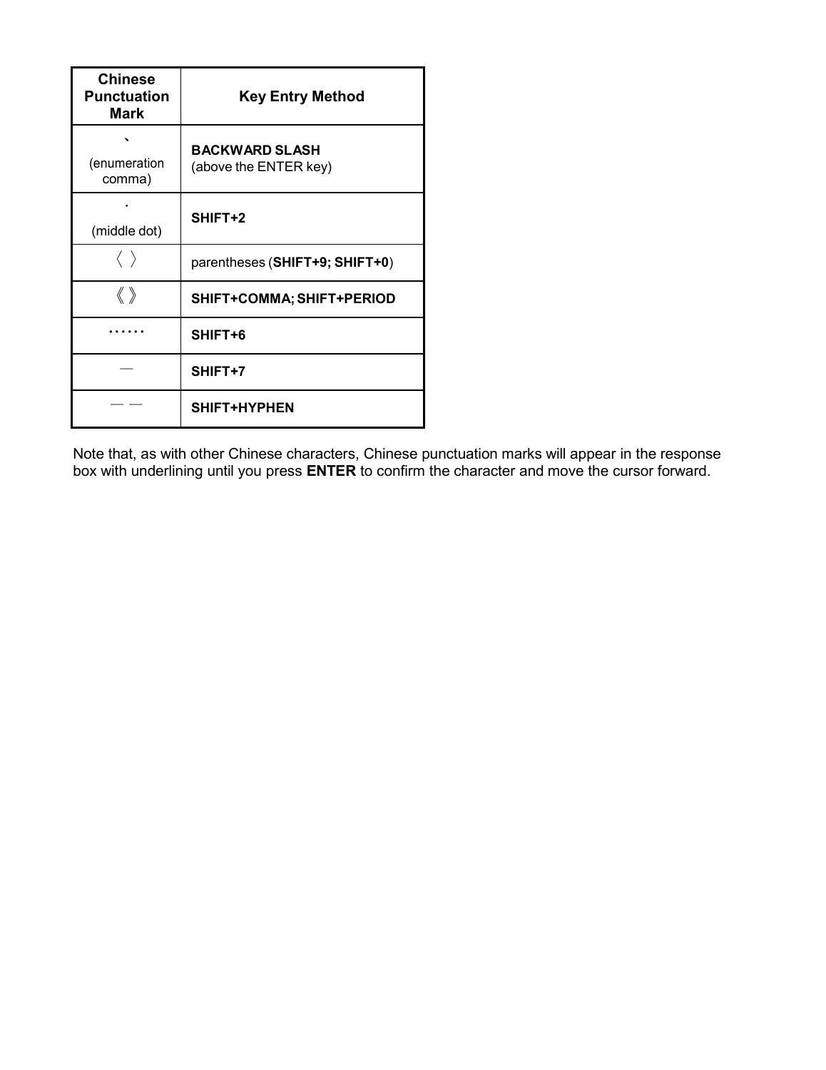| Chinese Punctuation Mark | Key Entry Method |
| --- | --- |
| 、 (enumeration comma) | **BACKWARD SLASH** (above the ENTER key) |
| · (middle dot) | **SHIFT+2** |
| 〈 〉 | parentheses (**SHIFT+9; SHIFT+0**) |
| 《 》 | **SHIFT+COMMA; SHIFT+PERIOD** |
| …… | **SHIFT+6** |
| — | **SHIFT+7** |
| —— | **SHIFT+HYPHEN** |

Note that, as with other Chinese characters, Chinese punctuation marks will appear in the response box with underlining until you press **ENTER** to confirm the character and move the cursor forward.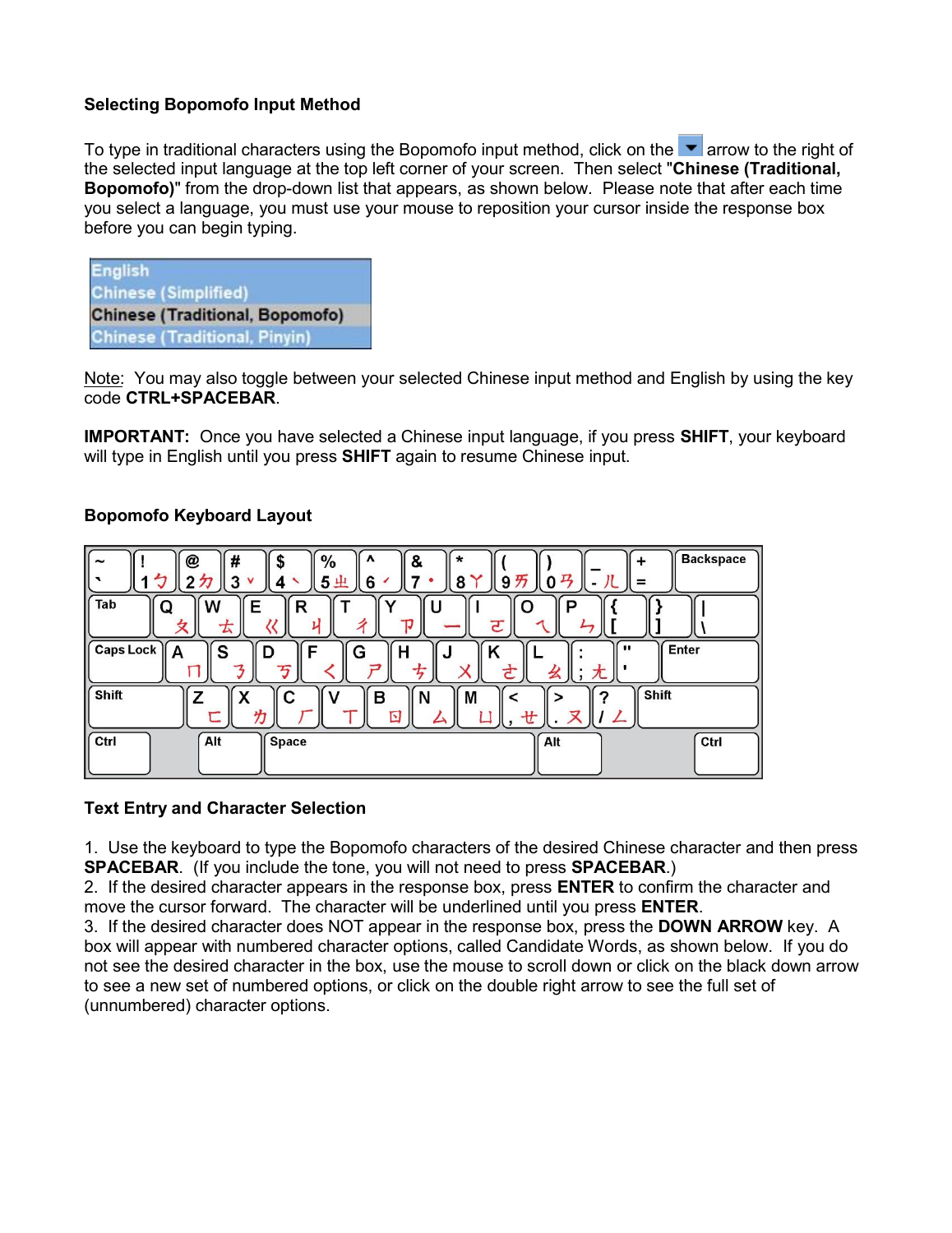**Selecting Bopomofo Input Method**

To type in traditional characters using the Bopomofo input method, click on the ▼ arrow to the right of the selected input language at the top left corner of your screen. Then select "**Chinese (Traditional, Bopomofo)**" from the drop-down list that appears, as shown below. Please note that after each time you select a language, you must use your mouse to reposition your cursor inside the response box before you can begin typing.

English
Chinese (Simplified)
Chinese (Traditional, Bopomofo)
Chinese (Traditional, Pinyin)

Note: You may also toggle between your selected Chinese input method and English by using the key code **CTRL+SPACEBAR**.

**IMPORTANT:** Once you have selected a Chinese input language, if you press **SHIFT**, your keyboard will type in English until you press **SHIFT** again to resume Chinese input.

**Bopomofo Keyboard Layout**

| ~ ` | ! 1 ㄅ | @ 2 ㄉ | # 3 ˇ | $ 4 ˋ | % 5 ㄓ | ^ 6 ˊ | & 7 ˙ | * 8 ㄚ | ( 9 ㄞ | ) 0 ㄢ | _ - ㄦ | + = | Backspace |
|---|---|---|---|---|---|---|---|---|---|---|---|---|---|
| Tab | Q ㄆ | W ㄊ | E ㄍ | R ㄐ | T ㄔ | Y ㄗ | U ㄧ | I ㄛ | O ㄟ | P ㄣ | { [ | } ] | \| \ |
| Caps Lock | A ㄇ | S ㄋ | D ㄎ | F ㄑ | G ㄕ | H ㄘ | J ㄨ | K ㄜ | L ㄠ | : ; ㄤ | " ' | Enter | |
| Shift | Z ㄈ | X ㄌ | C ㄏ | V ㄒ | B ㄖ | N ㄙ | M ㄩ | < , ㄝ | > . ㄡ | ? / ㄥ | Shift | | |
| Ctrl | Alt | Space | Alt | Ctrl | | | | | | | | | |

**Text Entry and Character Selection**

1. Use the keyboard to type the Bopomofo characters of the desired Chinese character and then press **SPACEBAR**. (If you include the tone, you will not need to press **SPACEBAR**.)
2. If the desired character appears in the response box, press **ENTER** to confirm the character and move the cursor forward. The character will be underlined until you press **ENTER**.
3. If the desired character does NOT appear in the response box, press the **DOWN ARROW** key. A box will appear with numbered character options, called Candidate Words, as shown below. If you do not see the desired character in the box, use the mouse to scroll down or click on the black down arrow to see a new set of numbered options, or click on the double right arrow to see the full set of (unnumbered) character options.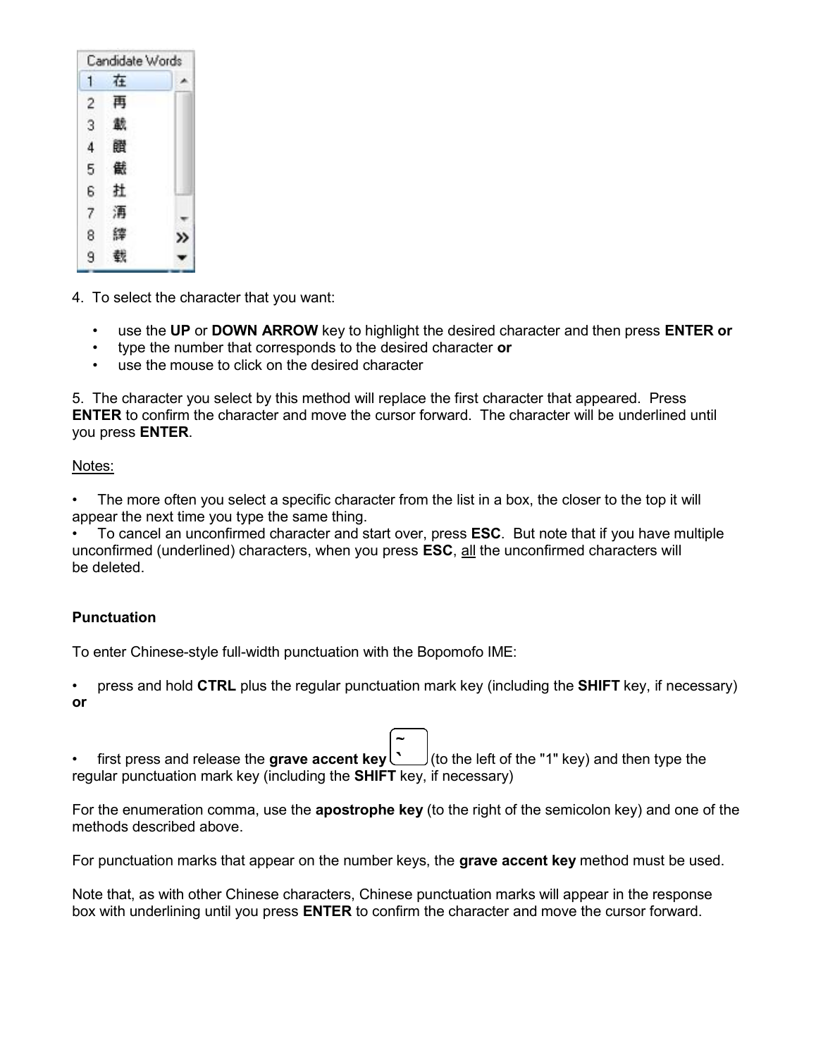Candidate Words

1 在
2 再
3 載
4 䵧
5 儎
6 扗
7 洅
8 縡
9 载

4. To select the character that you want:

- use the **UP** or **DOWN ARROW** key to highlight the desired character and then press **ENTER or**
- type the number that corresponds to the desired character **or**
- use the mouse to click on the desired character

5. The character you select by this method will replace the first character that appeared. Press **ENTER** to confirm the character and move the cursor forward. The character will be underlined until you press **ENTER**.

Notes:

- The more often you select a specific character from the list in a box, the closer to the top it will appear the next time you type the same thing.
- To cancel an unconfirmed character and start over, press **ESC**. But note that if you have multiple unconfirmed (underlined) characters, when you press **ESC**, all the unconfirmed characters will be deleted.

**Punctuation**

To enter Chinese-style full-width punctuation with the Bopomofo IME:

- press and hold **CTRL** plus the regular punctuation mark key (including the **SHIFT** key, if necessary) **or**

- first press and release the **grave accent key** [~ `] (to the left of the "1" key) and then type the regular punctuation mark key (including the **SHIFT** key, if necessary)

For the enumeration comma, use the **apostrophe key** (to the right of the semicolon key) and one of the methods described above.

For punctuation marks that appear on the number keys, the **grave accent key** method must be used.

Note that, as with other Chinese characters, Chinese punctuation marks will appear in the response box with underlining until you press **ENTER** to confirm the character and move the cursor forward.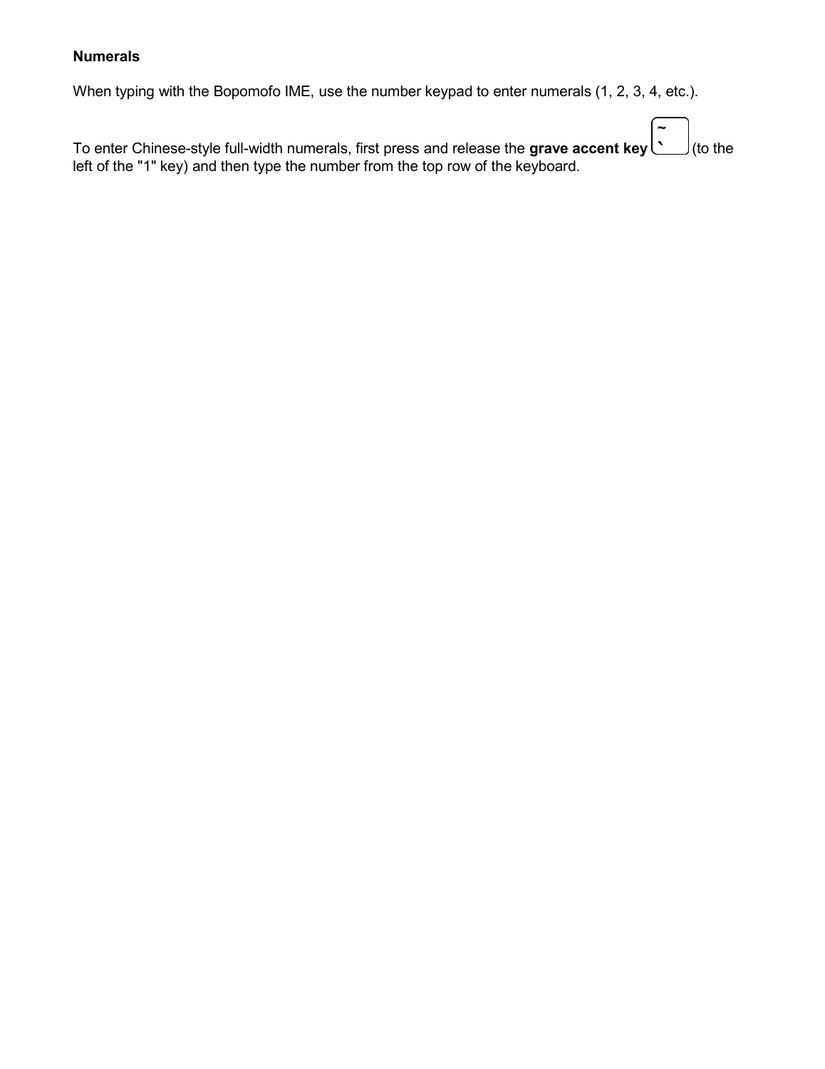**Numerals**

When typing with the Bopomofo IME, use the number keypad to enter numerals (1, 2, 3, 4, etc.).

To enter Chinese-style full-width numerals, first press and release the **grave accent key** [~ `] (to the left of the "1" key) and then type the number from the top row of the keyboard.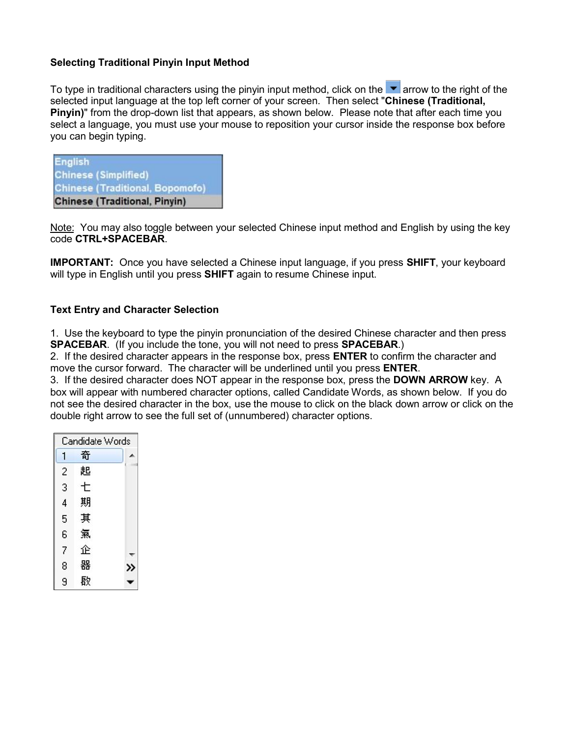**Selecting Traditional Pinyin Input Method**

To type in traditional characters using the pinyin input method, click on the ▼ arrow to the right of the selected input language at the top left corner of your screen. Then select "**Chinese (Traditional, Pinyin)**" from the drop-down list that appears, as shown below. Please note that after each time you select a language, you must use your mouse to reposition your cursor inside the response box before you can begin typing.

English
Chinese (Simplified)
Chinese (Traditional, Bopomofo)
Chinese (Traditional, Pinyin)

Note: You may also toggle between your selected Chinese input method and English by using the key code **CTRL+SPACEBAR**.

**IMPORTANT:** Once you have selected a Chinese input language, if you press **SHIFT**, your keyboard will type in English until you press **SHIFT** again to resume Chinese input.

**Text Entry and Character Selection**

1. Use the keyboard to type the pinyin pronunciation of the desired Chinese character and then press **SPACEBAR**. (If you include the tone, you will not need to press **SPACEBAR**.)
2. If the desired character appears in the response box, press **ENTER** to confirm the character and move the cursor forward. The character will be underlined until you press **ENTER**.
3. If the desired character does NOT appear in the response box, press the **DOWN ARROW** key. A box will appear with numbered character options, called Candidate Words, as shown below. If you do not see the desired character in the box, use the mouse to click on the black down arrow or click on the double right arrow to see the full set of (unnumbered) character options.

Candidate Words
1 奇
2 起
3 七
4 期
5 其
6 氣
7 企
8 器
9 啟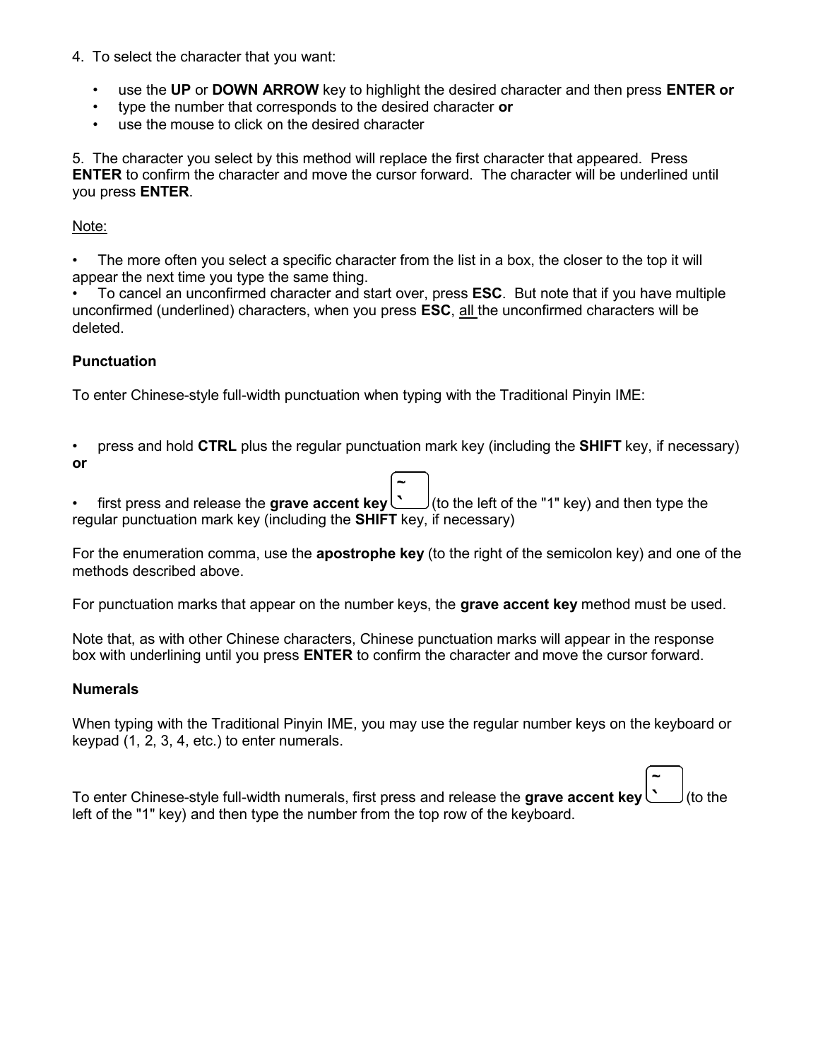4. To select the character that you want:

- use the **UP** or **DOWN ARROW** key to highlight the desired character and then press **ENTER or**
- type the number that corresponds to the desired character **or**
- use the mouse to click on the desired character

5. The character you select by this method will replace the first character that appeared. Press **ENTER** to confirm the character and move the cursor forward. The character will be underlined until you press **ENTER**.

Note:

- The more often you select a specific character from the list in a box, the closer to the top it will appear the next time you type the same thing.
- To cancel an unconfirmed character and start over, press **ESC**. But note that if you have multiple unconfirmed (underlined) characters, when you press **ESC**, all the unconfirmed characters will be deleted.

**Punctuation**

To enter Chinese-style full-width punctuation when typing with the Traditional Pinyin IME:

- press and hold **CTRL** plus the regular punctuation mark key (including the **SHIFT** key, if necessary) **or**
- first press and release the **grave accent key** [~ `] (to the left of the "1" key) and then type the regular punctuation mark key (including the **SHIFT** key, if necessary)

For the enumeration comma, use the **apostrophe key** (to the right of the semicolon key) and one of the methods described above.

For punctuation marks that appear on the number keys, the **grave accent key** method must be used.

Note that, as with other Chinese characters, Chinese punctuation marks will appear in the response box with underlining until you press **ENTER** to confirm the character and move the cursor forward.

**Numerals**

When typing with the Traditional Pinyin IME, you may use the regular number keys on the keyboard or keypad (1, 2, 3, 4, etc.) to enter numerals.

To enter Chinese-style full-width numerals, first press and release the **grave accent key** [~ `] (to the left of the "1" key) and then type the number from the top row of the keyboard.